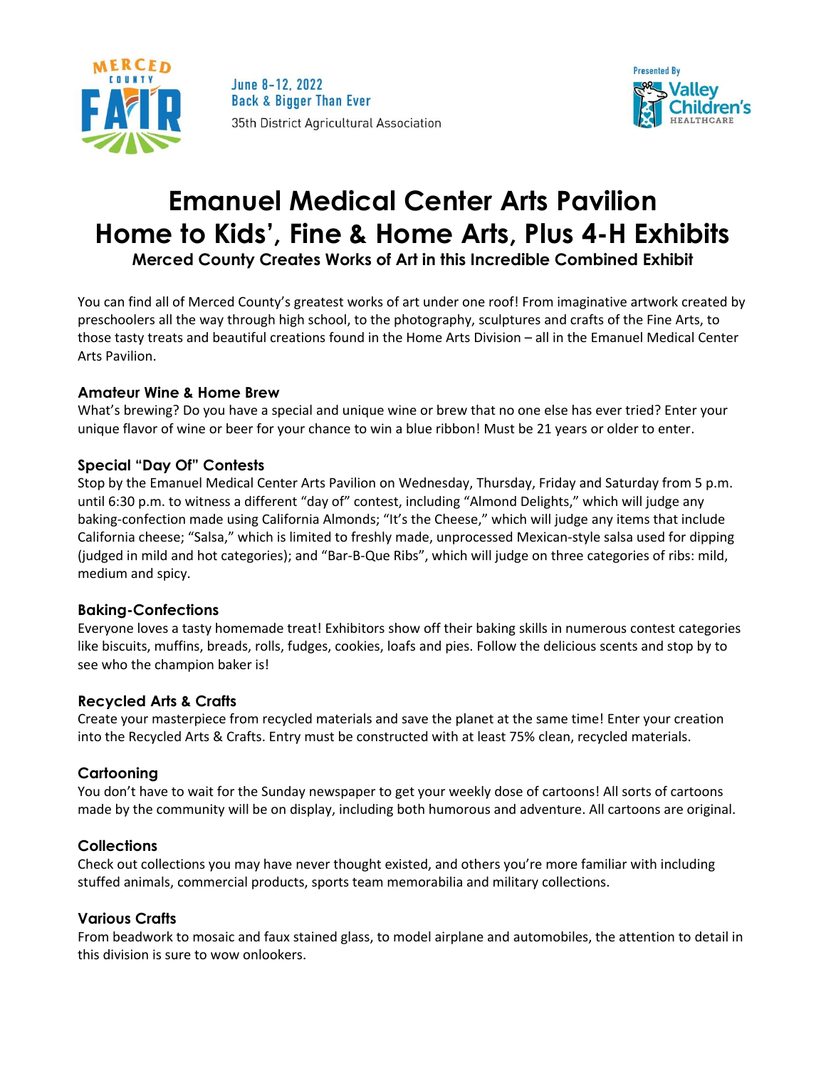June 8-12, 2022
Back & Bigger Than Ever
35th District Agricultural Association

Presented By Valley Children's Healthcare

# Emanuel Medical Center Arts Pavilion Home to Kids', Fine & Home Arts, Plus 4-H Exhibits

**Merced County Creates Works of Art in this Incredible Combined Exhibit**

You can find all of Merced County's greatest works of art under one roof! From imaginative artwork created by preschoolers all the way through high school, to the photography, sculptures and crafts of the Fine Arts, to those tasty treats and beautiful creations found in the Home Arts Division – all in the Emanuel Medical Center Arts Pavilion.

### Amateur Wine & Home Brew

What's brewing? Do you have a special and unique wine or brew that no one else has ever tried? Enter your unique flavor of wine or beer for your chance to win a blue ribbon! Must be 21 years or older to enter.

### Special "Day Of" Contests

Stop by the Emanuel Medical Center Arts Pavilion on Wednesday, Thursday, Friday and Saturday from 5 p.m. until 6:30 p.m. to witness a different "day of" contest, including "Almond Delights," which will judge any baking-confection made using California Almonds; "It's the Cheese," which will judge any items that include California cheese; "Salsa," which is limited to freshly made, unprocessed Mexican-style salsa used for dipping (judged in mild and hot categories); and "Bar-B-Que Ribs", which will judge on three categories of ribs: mild, medium and spicy.

### Baking-Confections

Everyone loves a tasty homemade treat! Exhibitors show off their baking skills in numerous contest categories like biscuits, muffins, breads, rolls, fudges, cookies, loafs and pies. Follow the delicious scents and stop by to see who the champion baker is!

### Recycled Arts & Crafts

Create your masterpiece from recycled materials and save the planet at the same time! Enter your creation into the Recycled Arts & Crafts. Entry must be constructed with at least 75% clean, recycled materials.

### Cartooning

You don't have to wait for the Sunday newspaper to get your weekly dose of cartoons! All sorts of cartoons made by the community will be on display, including both humorous and adventure. All cartoons are original.

### Collections

Check out collections you may have never thought existed, and others you're more familiar with including stuffed animals, commercial products, sports team memorabilia and military collections.

### Various Crafts

From beadwork to mosaic and faux stained glass, to model airplane and automobiles, the attention to detail in this division is sure to wow onlookers.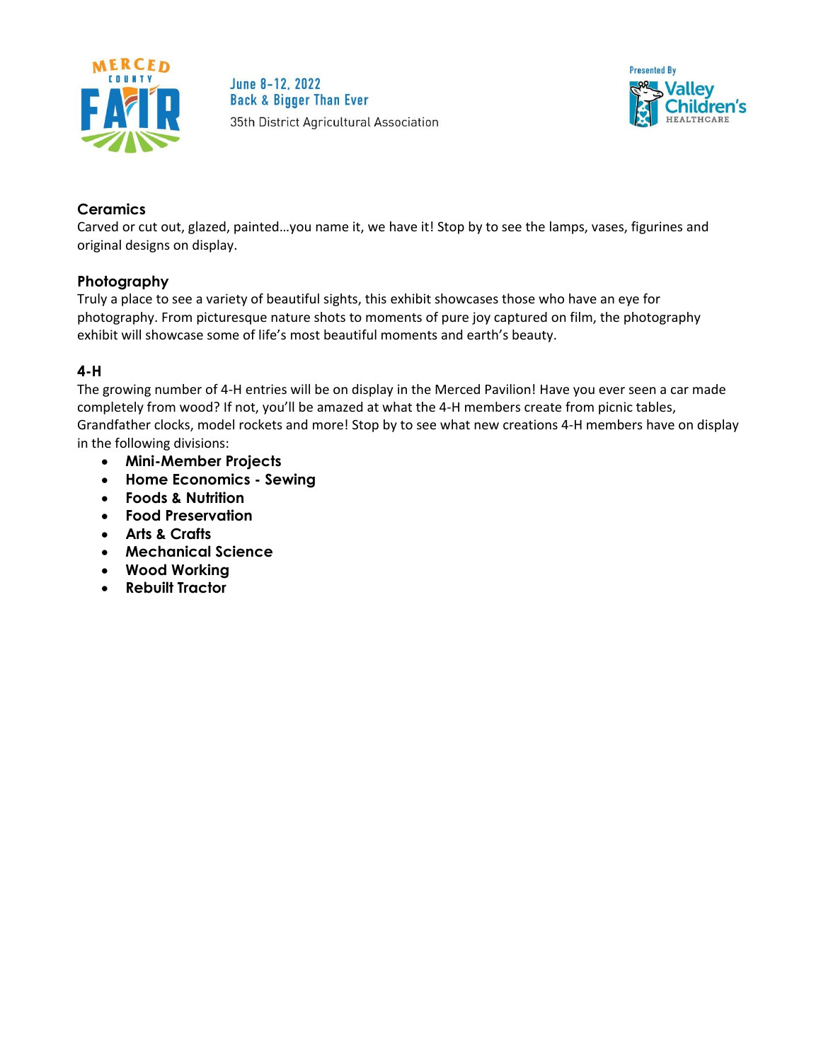### Ceramics

Carved or cut out, glazed, painted…you name it, we have it! Stop by to see the lamps, vases, figurines and original designs on display.

### Photography

Truly a place to see a variety of beautiful sights, this exhibit showcases those who have an eye for photography. From picturesque nature shots to moments of pure joy captured on film, the photography exhibit will showcase some of life's most beautiful moments and earth's beauty.

### 4-H

The growing number of 4-H entries will be on display in the Merced Pavilion! Have you ever seen a car made completely from wood? If not, you'll be amazed at what the 4-H members create from picnic tables, Grandfather clocks, model rockets and more! Stop by to see what new creations 4-H members have on display in the following divisions:

- **Mini-Member Projects**
- **Home Economics - Sewing**
- **Foods & Nutrition**
- **Food Preservation**
- **Arts & Crafts**
- **Mechanical Science**
- **Wood Working**
- **Rebuilt Tractor**